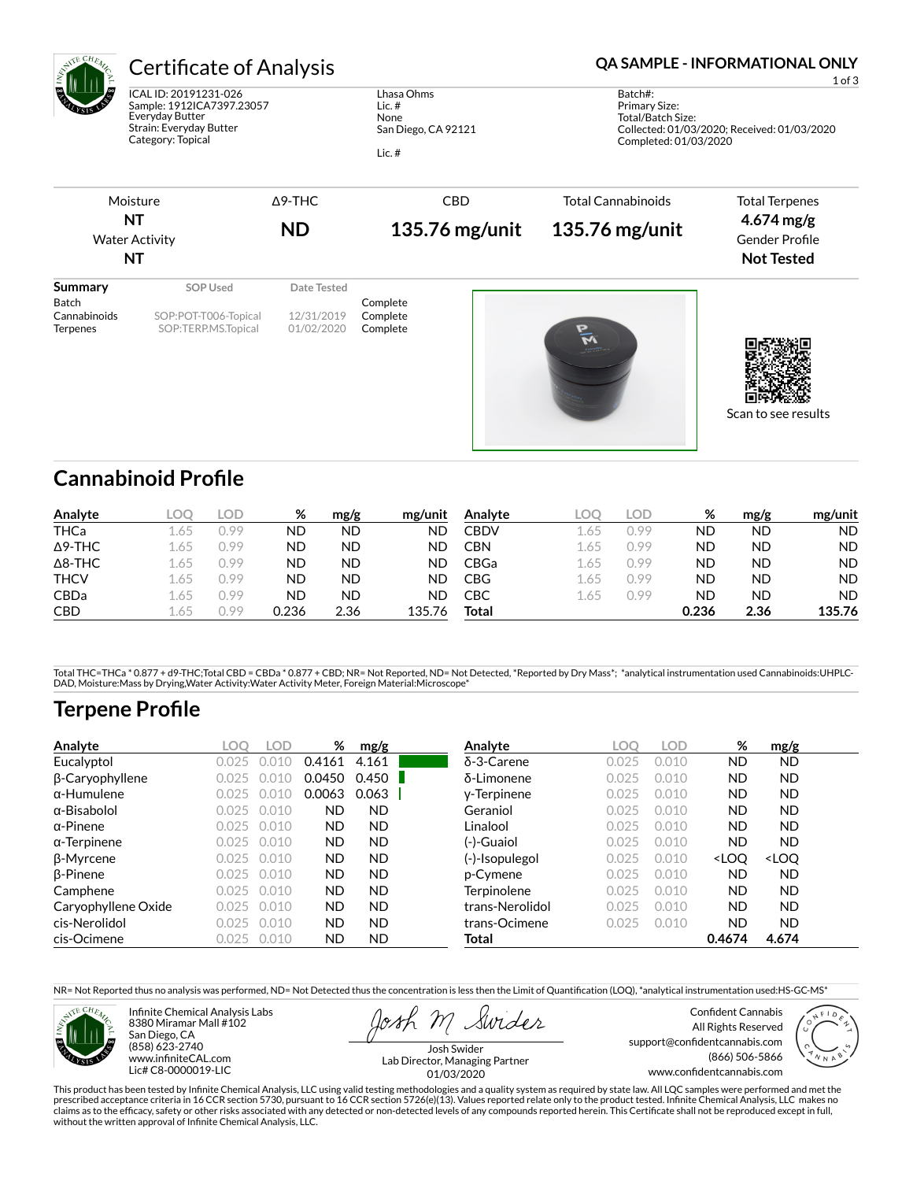# Certificate of Analysis

**QA SAMPLE - INFORMATIONAL ONLY**

ICAL ID: 20191231-026
Sample: 1912ICA7397.23057
Everyday Butter
Strain: Everyday Butter
Category: Topical

Lhasa Ohms
Lic. #
None
San Diego, CA 92121

Lic. #

Batch#:
Primary Size:
Total/Batch Size:
Collected: 01/03/2020; Received: 01/03/2020
Completed: 01/03/2020

| Moisture | Δ9-THC | CBD | Total Cannabinoids | Total Terpenes |
|---|---|---|---|---|
| **NT** | **ND** | **135.76 mg/unit** | **135.76 mg/unit** | **4.674 mg/g** |
| Water Activity | | | | Gender Profile |
| **NT** | | | | **Not Tested** |

| Summary | SOP Used | Date Tested | |
|---|---|---|---|
| Batch | | | Complete |
| Cannabinoids | SOP:POT-T006-Topical | 12/31/2019 | Complete |
| Terpenes | SOP:TERP.MS.Topical | 01/02/2020 | Complete |

Scan to see results

## Cannabinoid Profile

| Analyte | LOQ | LOD | % | mg/g | mg/unit | Analyte | LOQ | LOD | % | mg/g | mg/unit |
|---|---|---|---|---|---|---|---|---|---|---|---|
| THCa | 1.65 | 0.99 | ND | ND | ND | CBDV | 1.65 | 0.99 | ND | ND | ND |
| Δ9-THC | 1.65 | 0.99 | ND | ND | ND | CBN | 1.65 | 0.99 | ND | ND | ND |
| Δ8-THC | 1.65 | 0.99 | ND | ND | ND | CBGa | 1.65 | 0.99 | ND | ND | ND |
| THCV | 1.65 | 0.99 | ND | ND | ND | CBG | 1.65 | 0.99 | ND | ND | ND |
| CBDa | 1.65 | 0.99 | ND | ND | ND | CBC | 1.65 | 0.99 | ND | ND | ND |
| CBD | 1.65 | 0.99 | 0.236 | 2.36 | 135.76 | **Total** | | | **0.236** | **2.36** | **135.76** |

Total THC=THCa * 0.877 + d9-THC;Total CBD = CBDa * 0.877 + CBD; NR= Not Reported, ND= Not Detected, *Reported by Dry Mass*; *analytical instrumentation used Cannabinoids:UHPLC-DAD, Moisture:Mass by Drying,Water Activity:Water Activity Meter, Foreign Material:Microscope*

## Terpene Profile

| Analyte | LOQ | LOD | % | mg/g | Analyte | LOQ | LOD | % | mg/g |
|---|---|---|---|---|---|---|---|---|---|
| Eucalyptol | 0.025 | 0.010 | 0.4161 | 4.161 | δ-3-Carene | 0.025 | 0.010 | ND | ND |
| β-Caryophyllene | 0.025 | 0.010 | 0.0450 | 0.450 | δ-Limonene | 0.025 | 0.010 | ND | ND |
| α-Humulene | 0.025 | 0.010 | 0.0063 | 0.063 | γ-Terpinene | 0.025 | 0.010 | ND | ND |
| α-Bisabolol | 0.025 | 0.010 | ND | ND | Geraniol | 0.025 | 0.010 | ND | ND |
| α-Pinene | 0.025 | 0.010 | ND | ND | Linalool | 0.025 | 0.010 | ND | ND |
| α-Terpinene | 0.025 | 0.010 | ND | ND | (-)-Guaiol | 0.025 | 0.010 | ND | ND |
| β-Myrcene | 0.025 | 0.010 | ND | ND | (-)-Isopulegol | 0.025 | 0.010 | <LOQ | <LOQ |
| β-Pinene | 0.025 | 0.010 | ND | ND | p-Cymene | 0.025 | 0.010 | ND | ND |
| Camphene | 0.025 | 0.010 | ND | ND | Terpinolene | 0.025 | 0.010 | ND | ND |
| Caryophyllene Oxide | 0.025 | 0.010 | ND | ND | trans-Nerolidol | 0.025 | 0.010 | ND | ND |
| cis-Nerolidol | 0.025 | 0.010 | ND | ND | trans-Ocimene | 0.025 | 0.010 | ND | ND |
| cis-Ocimene | 0.025 | 0.010 | ND | ND | **Total** | | | **0.4674** | **4.674** |

NR= Not Reported thus no analysis was performed, ND= Not Detected thus the concentration is less then the Limit of Quantification (LOQ), *analytical instrumentation used:HS-GC-MS*

Infinite Chemical Analysis Labs
8380 Miramar Mall #102
San Diego, CA
(858) 623-2740
www.infiniteCAL.com
Lic# C8-0000019-LIC

Josh Swider
Lab Director, Managing Partner
01/03/2020

Confident Cannabis
All Rights Reserved
support@confidentcannabis.com
(866) 506-5866
www.confidentcannabis.com

This product has been tested by Infinite Chemical Analysis, LLC using valid testing methodologies and a quality system as required by state law. All LQC samples were performed and met the prescribed acceptance criteria in 16 CCR section 5730, pursuant to 16 CCR section 5726(e)(13). Values reported relate only to the product tested. Infinite Chemical Analysis, LLC makes no claims as to the efficacy, safety or other risks associated with any detected or non-detected levels of any compounds reported herein. This Certificate shall not be reproduced except in full, without the written approval of Infinite Chemical Analysis, LLC.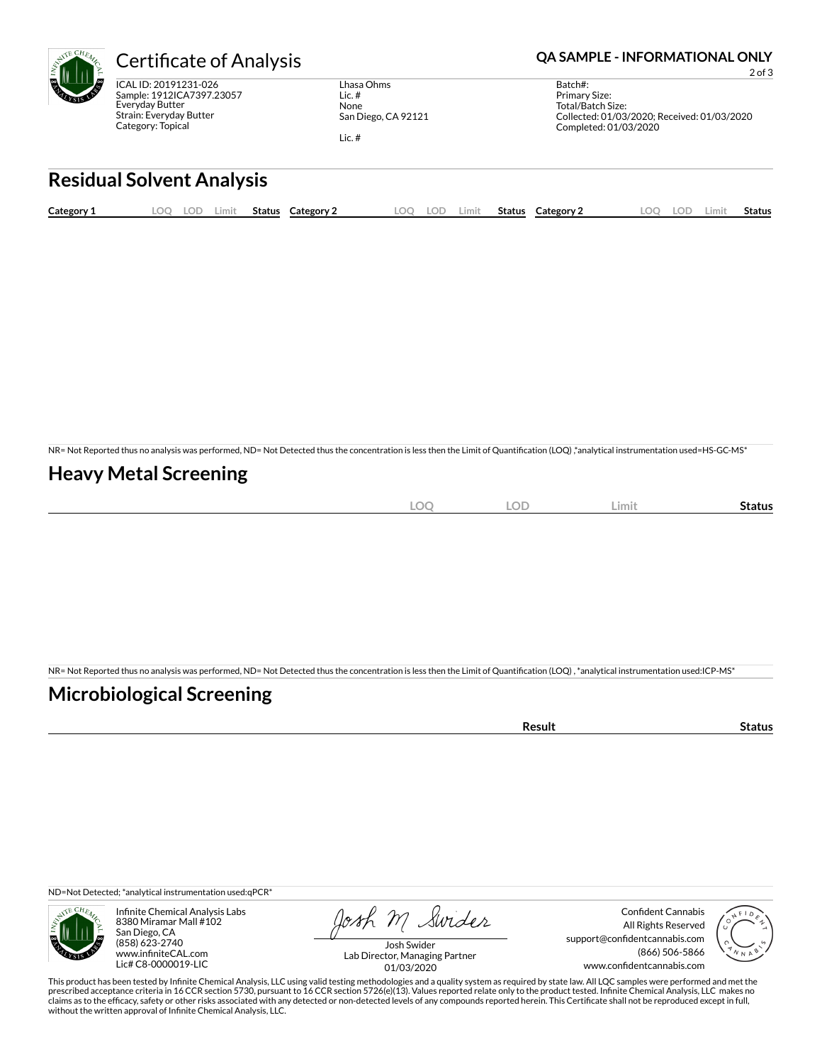# Certificate of Analysis

**QA SAMPLE - INFORMATIONAL ONLY**

ICAL ID: 20191231-026
Sample: 1912ICA7397.23057
Everyday Butter
Strain: Everyday Butter
Category: Topical

Lhasa Ohms
Lic. #
None
San Diego, CA 92121

Lic. #

Batch#:
Primary Size:
Total/Batch Size:
Collected: 01/03/2020; Received: 01/03/2020
Completed: 01/03/2020

## Residual Solvent Analysis

| Category 1 | LOQ | LOD | Limit | Status | Category 2 | LOQ | LOD | Limit | Status | Category 2 | LOQ | LOD | Limit | Status |
|---|---|---|---|---|---|---|---|---|---|---|---|---|---|---|

NR= Not Reported thus no analysis was performed, ND= Not Detected thus the concentration is less then the Limit of Quantification (LOQ) ,*analytical instrumentation used=HS-GC-MS*

## Heavy Metal Screening

| | LOQ | LOD | Limit | Status |
|---|---|---|---|---|

NR= Not Reported thus no analysis was performed, ND= Not Detected thus the concentration is less then the Limit of Quantification (LOQ) , *analytical instrumentation used:ICP-MS*

## Microbiological Screening

| | Result | Status |
|---|---|---|

ND=Not Detected; *analytical instrumentation used:qPCR*

Infinite Chemical Analysis Labs
8380 Miramar Mall #102
San Diego, CA
(858) 623-2740
www.infiniteCAL.com
Lic# C8-0000019-LIC

Josh Swider
Lab Director, Managing Partner
01/03/2020

Confident Cannabis
All Rights Reserved
support@confidentcannabis.com
(866) 506-5866
www.confidentcannabis.com

This product has been tested by Infinite Chemical Analysis, LLC using valid testing methodologies and a quality system as required by state law. All LQC samples were performed and met the prescribed acceptance criteria in 16 CCR section 5730, pursuant to 16 CCR section 5726(e)(13). Values reported relate only to the product tested. Infinite Chemical Analysis, LLC makes no claims as to the efficacy, safety or other risks associated with any detected or non-detected levels of any compounds reported herein. This Certificate shall not be reproduced except in full, without the written approval of Infinite Chemical Analysis, LLC.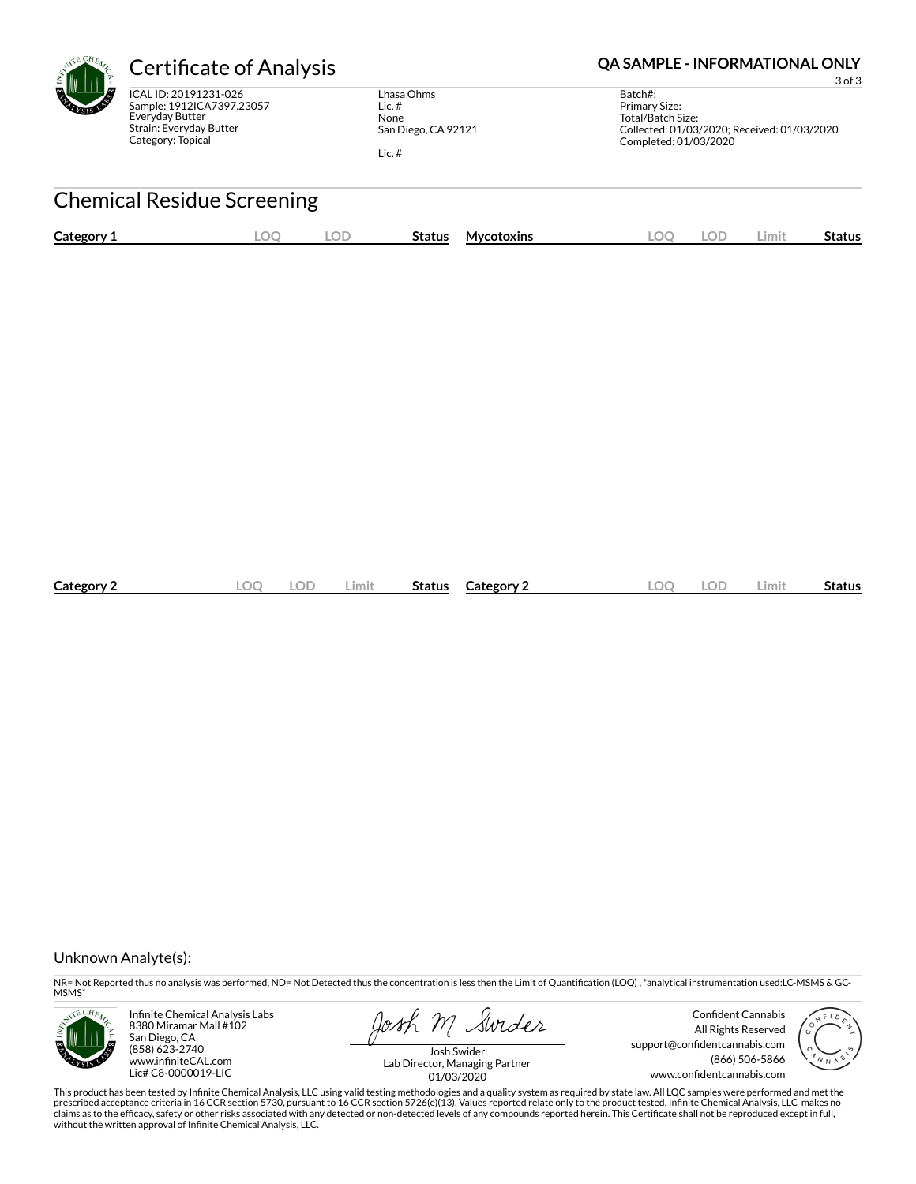# Certificate of Analysis

**QA SAMPLE - INFORMATIONAL ONLY**

ICAL ID: 20191231-026
Sample: 1912ICA7397.23057
Everyday Butter
Strain: Everyday Butter
Category: Topical

Lhasa Ohms
Lic. #
None
San Diego, CA 92121

Lic. #

Batch#:
Primary Size:
Total/Batch Size:
Collected: 01/03/2020; Received: 01/03/2020
Completed: 01/03/2020

## Chemical Residue Screening

| Category 1 | LOQ | LOD | Status |
|---|---|---|---|

| Mycotoxins | LOQ | LOD | Limit | Status |
|---|---|---|---|---|

| Category 2 | LOQ | LOD | Limit | Status |
|---|---|---|---|---|

| Category 2 | LOQ | LOD | Limit | Status |
|---|---|---|---|---|

Unknown Analyte(s):

NR= Not Reported thus no analysis was performed, ND= Not Detected thus the concentration is less then the Limit of Quantification (LOQ) , *analytical instrumentation used:LC-MSMS & GC-MSMS*

Infinite Chemical Analysis Labs
8380 Miramar Mall #102
San Diego, CA
(858) 623-2740
www.infiniteCAL.com
Lic# C8-0000019-LIC

Josh Swider
Lab Director, Managing Partner
01/03/2020

Confident Cannabis
All Rights Reserved
support@confidentcannabis.com
(866) 506-5866
www.confidentcannabis.com

This product has been tested by Infinite Chemical Analysis, LLC using valid testing methodologies and a quality system as required by state law. All LQC samples were performed and met the prescribed acceptance criteria in 16 CCR section 5730, pursuant to 16 CCR section 5726(e)(13). Values reported relate only to the product tested. Infinite Chemical Analysis, LLC makes no claims as to the efficacy, safety or other risks associated with any detected or non-detected levels of any compounds reported herein. This Certificate shall not be reproduced except in full, without the written approval of Infinite Chemical Analysis, LLC.